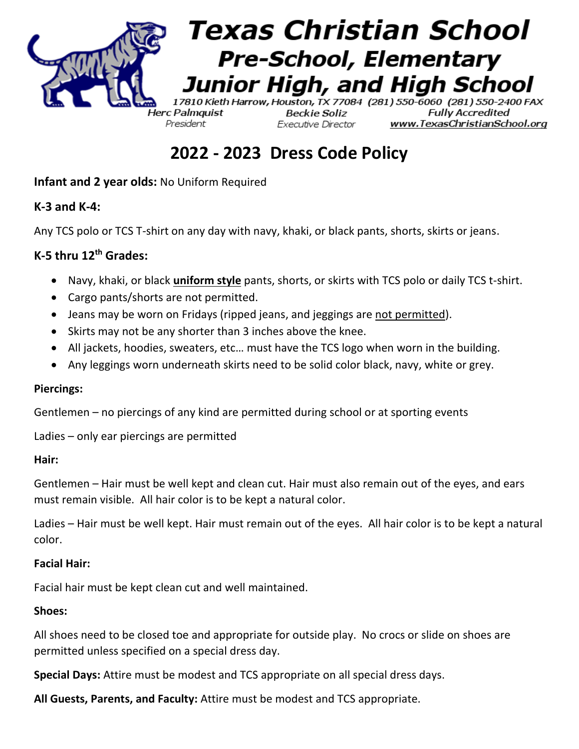# Texas Christian School

## Pre-School, Elementary Junior High, and High School

17810 Kieth Harrow, Houston, TX 77084 (281) 550-6060 (281) 550-2400 FAX

Herc Palmquist
President

Beckie Soliz
Executive Director

Fully Accredited
www.TexasChristianSchool.org

# 2022 - 2023 Dress Code Policy

**Infant and 2 year olds:** No Uniform Required

**K-3 and K-4:**

Any TCS polo or TCS T-shirt on any day with navy, khaki, or black pants, shorts, skirts or jeans.

**K-5 thru 12th Grades:**

- Navy, khaki, or black **uniform style** pants, shorts, or skirts with TCS polo or daily TCS t-shirt.
- Cargo pants/shorts are not permitted.
- Jeans may be worn on Fridays (ripped jeans, and jeggings are not permitted).
- Skirts may not be any shorter than 3 inches above the knee.
- All jackets, hoodies, sweaters, etc… must have the TCS logo when worn in the building.
- Any leggings worn underneath skirts need to be solid color black, navy, white or grey.

**Piercings:**

Gentlemen – no piercings of any kind are permitted during school or at sporting events

Ladies – only ear piercings are permitted

**Hair:**

Gentlemen – Hair must be well kept and clean cut. Hair must also remain out of the eyes, and ears must remain visible. All hair color is to be kept a natural color.

Ladies – Hair must be well kept. Hair must remain out of the eyes. All hair color is to be kept a natural color.

**Facial Hair:**

Facial hair must be kept clean cut and well maintained.

**Shoes:**

All shoes need to be closed toe and appropriate for outside play. No crocs or slide on shoes are permitted unless specified on a special dress day.

**Special Days:** Attire must be modest and TCS appropriate on all special dress days.

**All Guests, Parents, and Faculty:** Attire must be modest and TCS appropriate.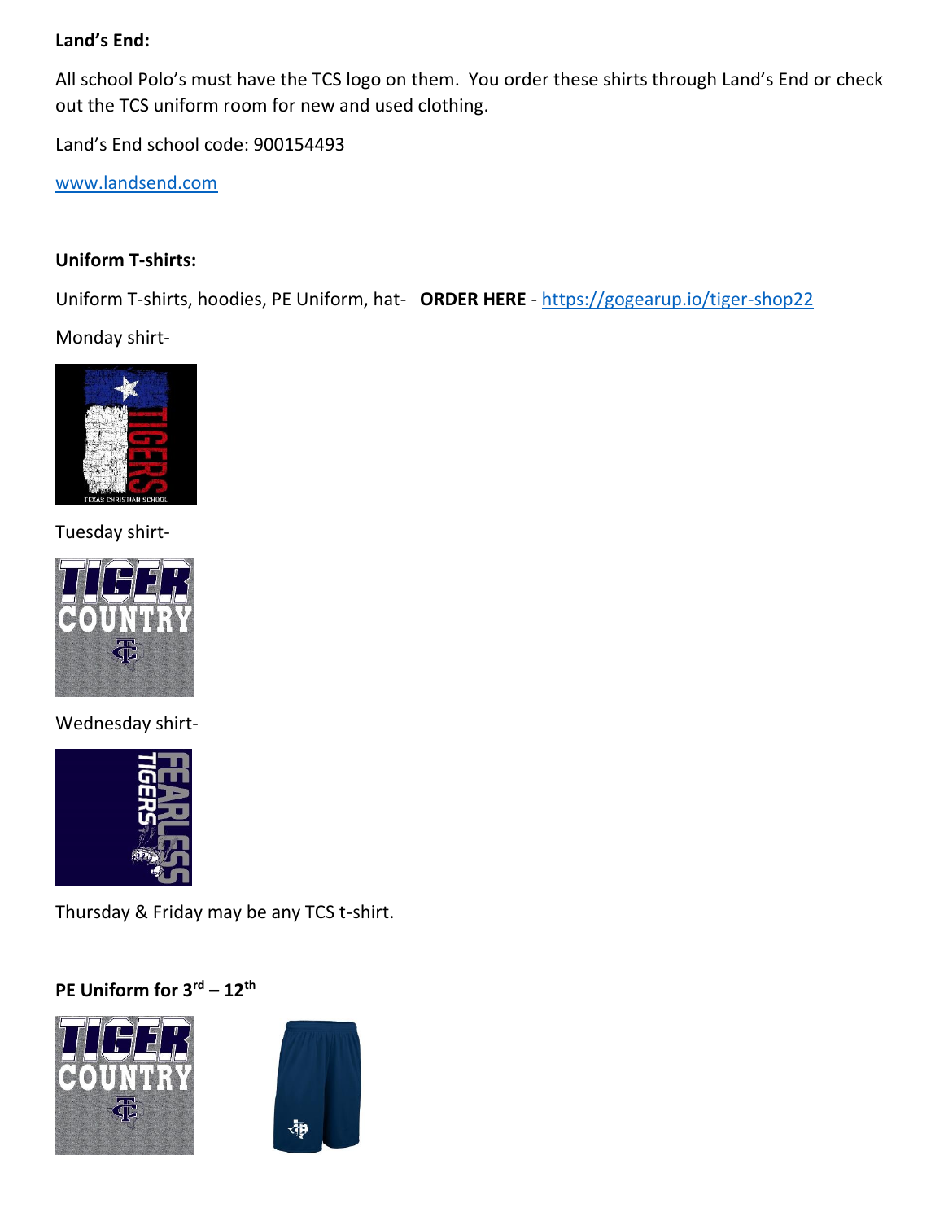**Land's End:**

All school Polo's must have the TCS logo on them. You order these shirts through Land's End or check out the TCS uniform room for new and used clothing.

Land's End school code: 900154493

[www.landsend.com](http://www.landsend.com)

**Uniform T-shirts:**

Uniform T-shirts, hoodies, PE Uniform, hat- **ORDER HERE** - [https://gogearup.io/tiger-shop22](https://gogearup.io/tiger-shop22)

Monday shirt-

Tuesday shirt-

Wednesday shirt-

Thursday & Friday may be any TCS t-shirt.

**PE Uniform for 3rd – 12th**